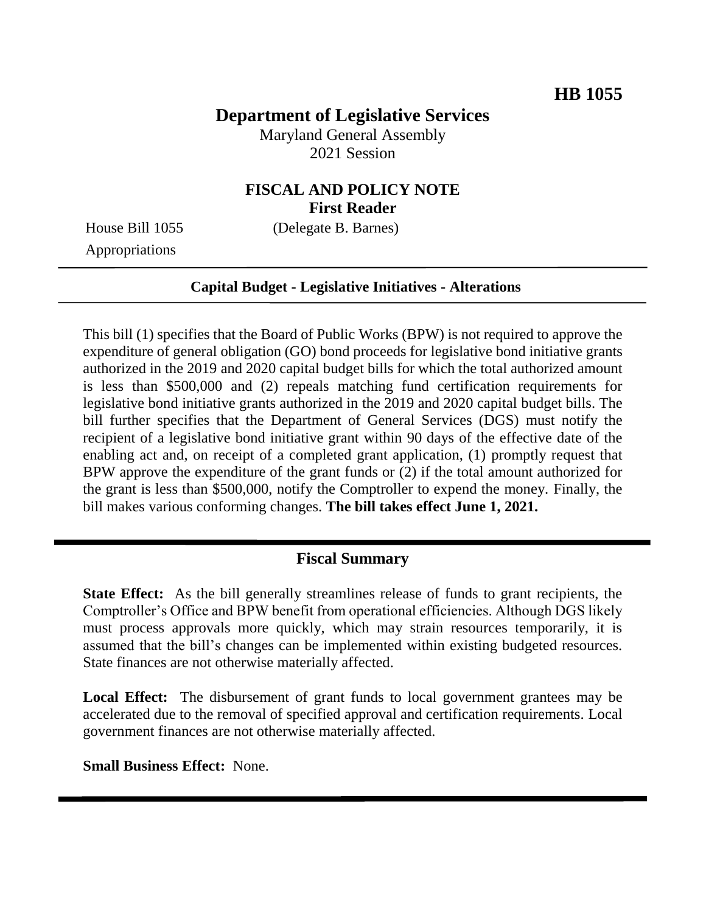**HB 1055**

# Department of Legislative Services

Maryland General Assembly
2021 Session

## FISCAL AND POLICY NOTE
**First Reader**

House Bill 1055 (Delegate B. Barnes)
Appropriations

---

**Capital Budget - Legislative Initiatives - Alterations**

---

This bill (1) specifies that the Board of Public Works (BPW) is not required to approve the expenditure of general obligation (GO) bond proceeds for legislative bond initiative grants authorized in the 2019 and 2020 capital budget bills for which the total authorized amount is less than $500,000 and (2) repeals matching fund certification requirements for legislative bond initiative grants authorized in the 2019 and 2020 capital budget bills. The bill further specifies that the Department of General Services (DGS) must notify the recipient of a legislative bond initiative grant within 90 days of the effective date of the enabling act and, on receipt of a completed grant application, (1) promptly request that BPW approve the expenditure of the grant funds or (2) if the total amount authorized for the grant is less than $500,000, notify the Comptroller to expend the money. Finally, the bill makes various conforming changes. **The bill takes effect June 1, 2021.**

---

## Fiscal Summary

**State Effect:** As the bill generally streamlines release of funds to grant recipients, the Comptroller's Office and BPW benefit from operational efficiencies. Although DGS likely must process approvals more quickly, which may strain resources temporarily, it is assumed that the bill's changes can be implemented within existing budgeted resources. State finances are not otherwise materially affected.

**Local Effect:** The disbursement of grant funds to local government grantees may be accelerated due to the removal of specified approval and certification requirements. Local government finances are not otherwise materially affected.

**Small Business Effect:** None.

---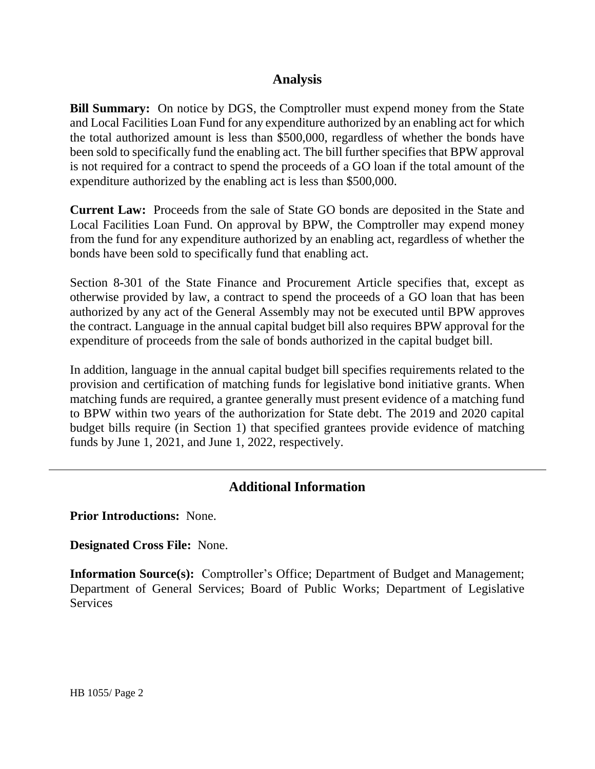## Analysis

**Bill Summary:** On notice by DGS, the Comptroller must expend money from the State and Local Facilities Loan Fund for any expenditure authorized by an enabling act for which the total authorized amount is less than $500,000, regardless of whether the bonds have been sold to specifically fund the enabling act. The bill further specifies that BPW approval is not required for a contract to spend the proceeds of a GO loan if the total amount of the expenditure authorized by the enabling act is less than $500,000.

**Current Law:** Proceeds from the sale of State GO bonds are deposited in the State and Local Facilities Loan Fund. On approval by BPW, the Comptroller may expend money from the fund for any expenditure authorized by an enabling act, regardless of whether the bonds have been sold to specifically fund that enabling act.

Section 8-301 of the State Finance and Procurement Article specifies that, except as otherwise provided by law, a contract to spend the proceeds of a GO loan that has been authorized by any act of the General Assembly may not be executed until BPW approves the contract. Language in the annual capital budget bill also requires BPW approval for the expenditure of proceeds from the sale of bonds authorized in the capital budget bill.

In addition, language in the annual capital budget bill specifies requirements related to the provision and certification of matching funds for legislative bond initiative grants. When matching funds are required, a grantee generally must present evidence of a matching fund to BPW within two years of the authorization for State debt. The 2019 and 2020 capital budget bills require (in Section 1) that specified grantees provide evidence of matching funds by June 1, 2021, and June 1, 2022, respectively.

---

## Additional Information

**Prior Introductions:** None.

**Designated Cross File:** None.

**Information Source(s):** Comptroller's Office; Department of Budget and Management; Department of General Services; Board of Public Works; Department of Legislative Services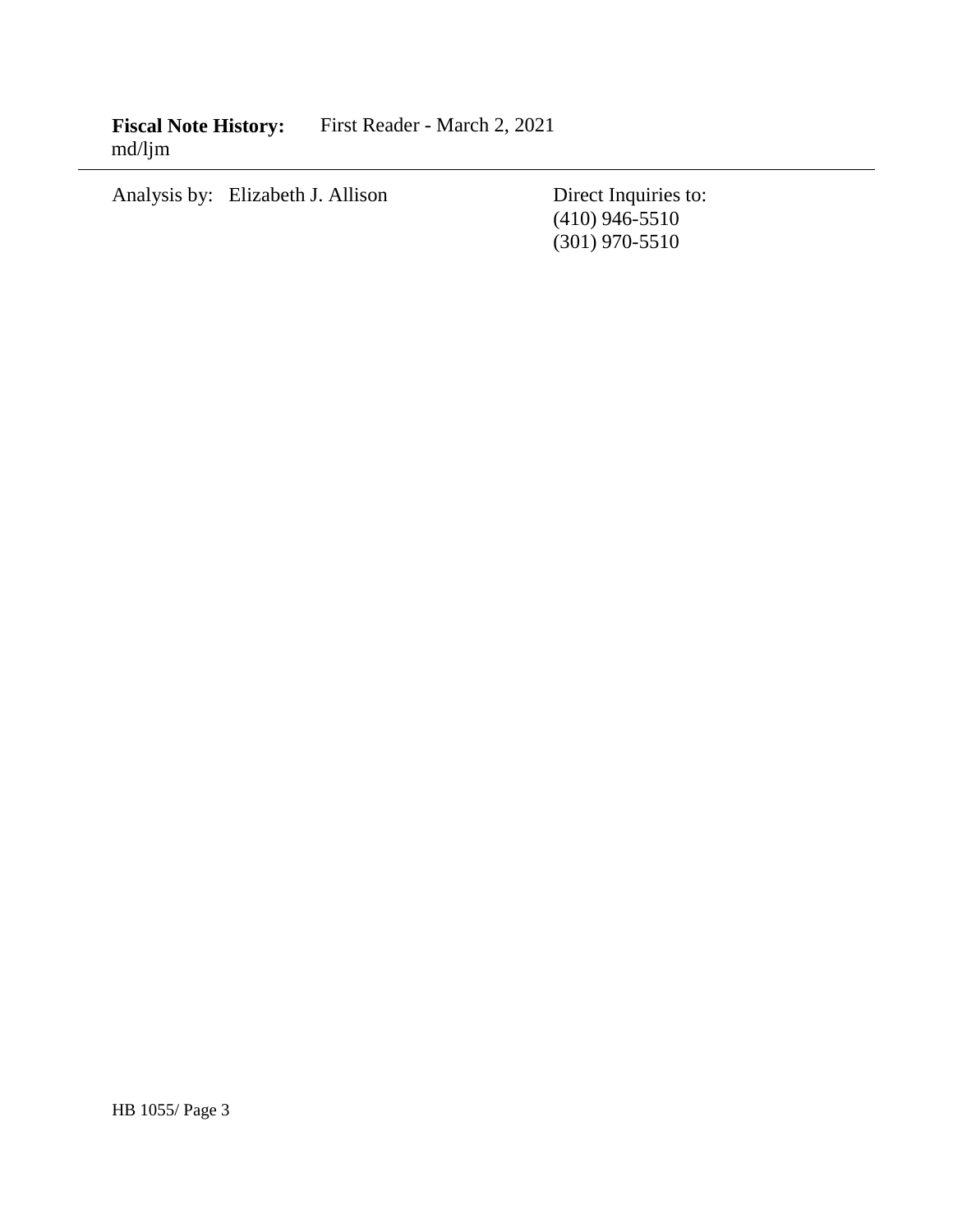**Fiscal Note History:** First Reader - March 2, 2021
md/ljm

---

Analysis by: Elizabeth J. Allison

Direct Inquiries to:
(410) 946-5510
(301) 970-5510